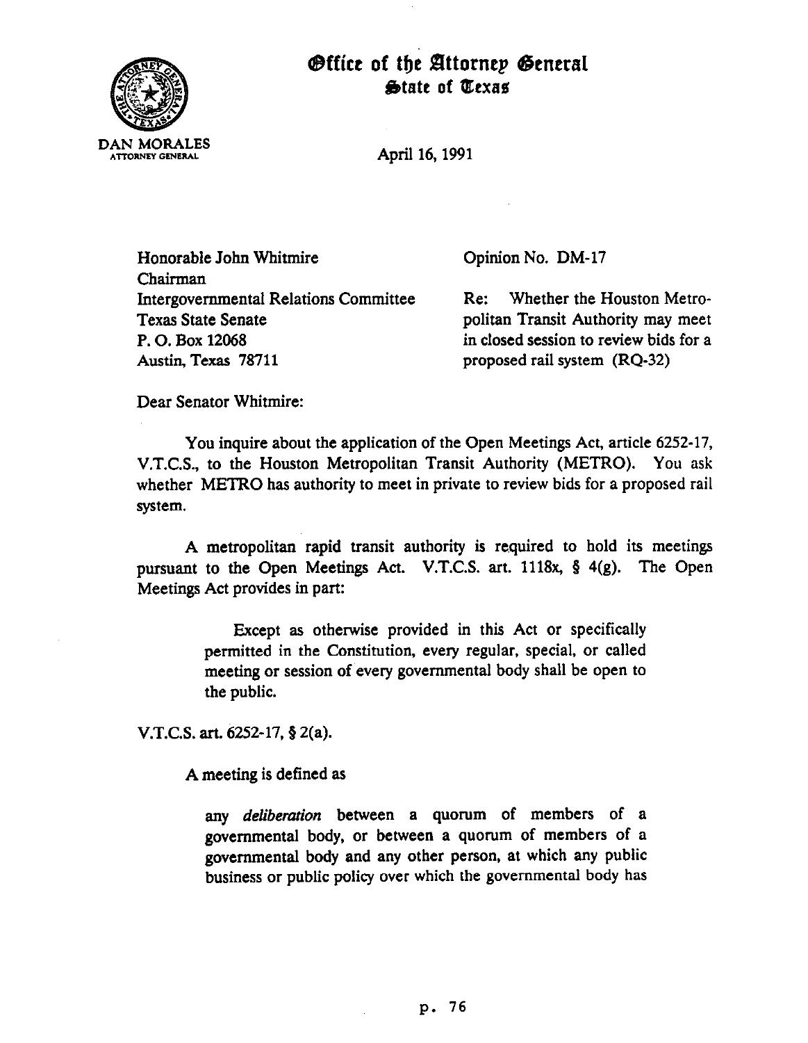# Office of the Attorney General
## State of Texas

DAN MORALES
ATTORNEY GENERAL

April 16, 1991

Honorable John Whitmire
Chairman
Intergovernmental Relations Committee
Texas State Senate
P. O. Box 12068
Austin, Texas 78711

Opinion No. DM-17

Re: Whether the Houston Metropolitan Transit Authority may meet in closed session to review bids for a proposed rail system (RQ-32)

Dear Senator Whitmire:

You inquire about the application of the Open Meetings Act, article 6252-17, V.T.C.S., to the Houston Metropolitan Transit Authority (METRO). You ask whether METRO has authority to meet in private to review bids for a proposed rail system.

A metropolitan rapid transit authority is required to hold its meetings pursuant to the Open Meetings Act. V.T.C.S. art. 1118x, § 4(g). The Open Meetings Act provides in part:

> Except as otherwise provided in this Act or specifically permitted in the Constitution, every regular, special, or called meeting or session of every governmental body shall be open to the public.

V.T.C.S. art. 6252-17, § 2(a).

A meeting is defined as

> any *deliberation* between a quorum of members of a governmental body, or between a quorum of members of a governmental body and any other person, at which any public business or public policy over which the governmental body has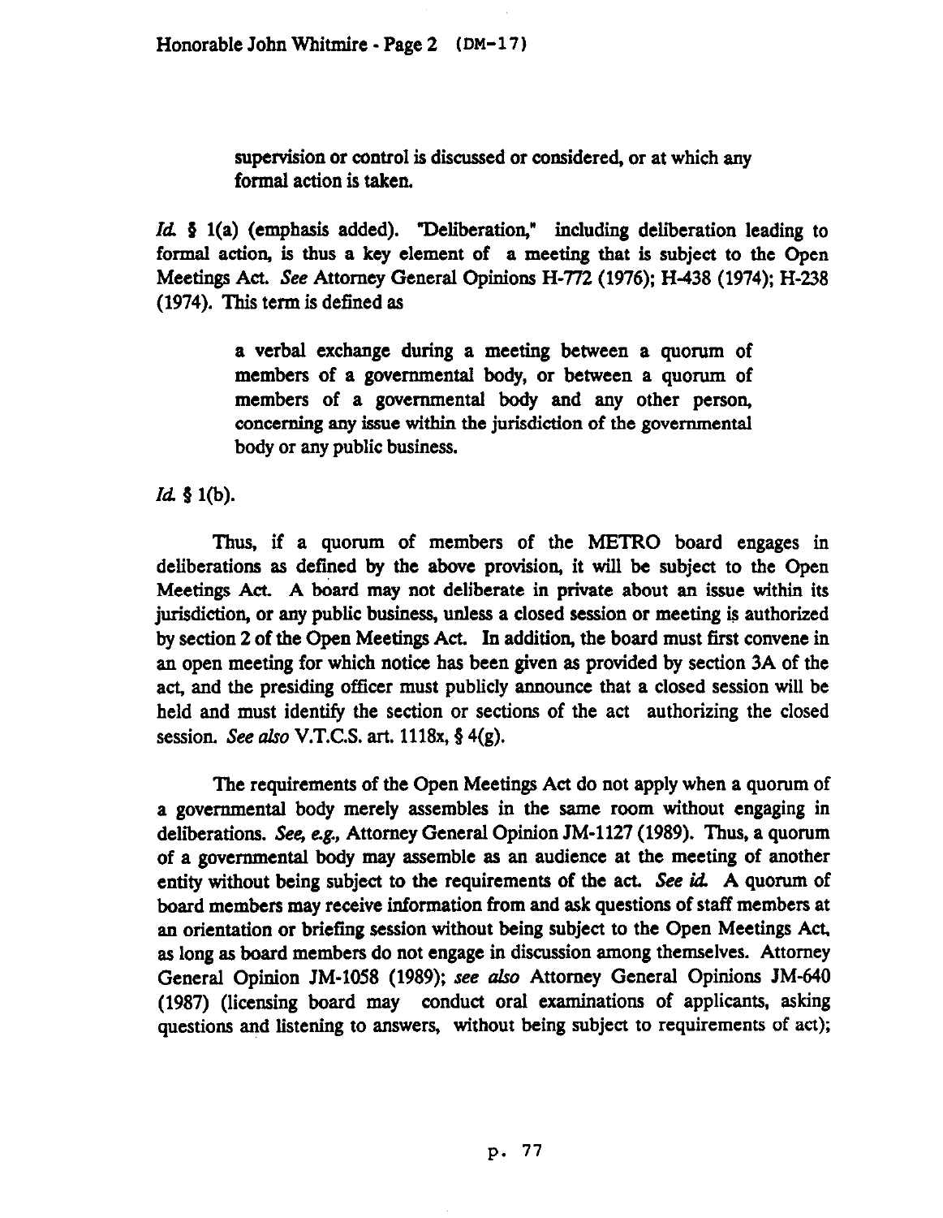> supervision or control is discussed or considered, or at which any formal action is taken.

*Id.* § 1(a) (emphasis added). "Deliberation," including deliberation leading to formal action, is thus a key element of a meeting that is subject to the Open Meetings Act. *See* Attorney General Opinions H-772 (1976); H-438 (1974); H-238 (1974). This term is defined as

> a verbal exchange during a meeting between a quorum of members of a governmental body, or between a quorum of members of a governmental body and any other person, concerning any issue within the jurisdiction of the governmental body or any public business.

*Id.* § 1(b).

Thus, if a quorum of members of the METRO board engages in deliberations as defined by the above provision, it will be subject to the Open Meetings Act. A board may not deliberate in private about an issue within its jurisdiction, or any public business, unless a closed session or meeting is authorized by section 2 of the Open Meetings Act. In addition, the board must first convene in an open meeting for which notice has been given as provided by section 3A of the act, and the presiding officer must publicly announce that a closed session will be held and must identify the section or sections of the act authorizing the closed session. *See also* V.T.C.S. art. 1118x, § 4(g).

The requirements of the Open Meetings Act do not apply when a quorum of a governmental body merely assembles in the same room without engaging in deliberations. *See, e.g.,* Attorney General Opinion JM-1127 (1989). Thus, a quorum of a governmental body may assemble as an audience at the meeting of another entity without being subject to the requirements of the act. *See id.* A quorum of board members may receive information from and ask questions of staff members at an orientation or briefing session without being subject to the Open Meetings Act, as long as board members do not engage in discussion among themselves. Attorney General Opinion JM-1058 (1989); *see also* Attorney General Opinions JM-640 (1987) (licensing board may conduct oral examinations of applicants, asking questions and listening to answers, without being subject to requirements of act);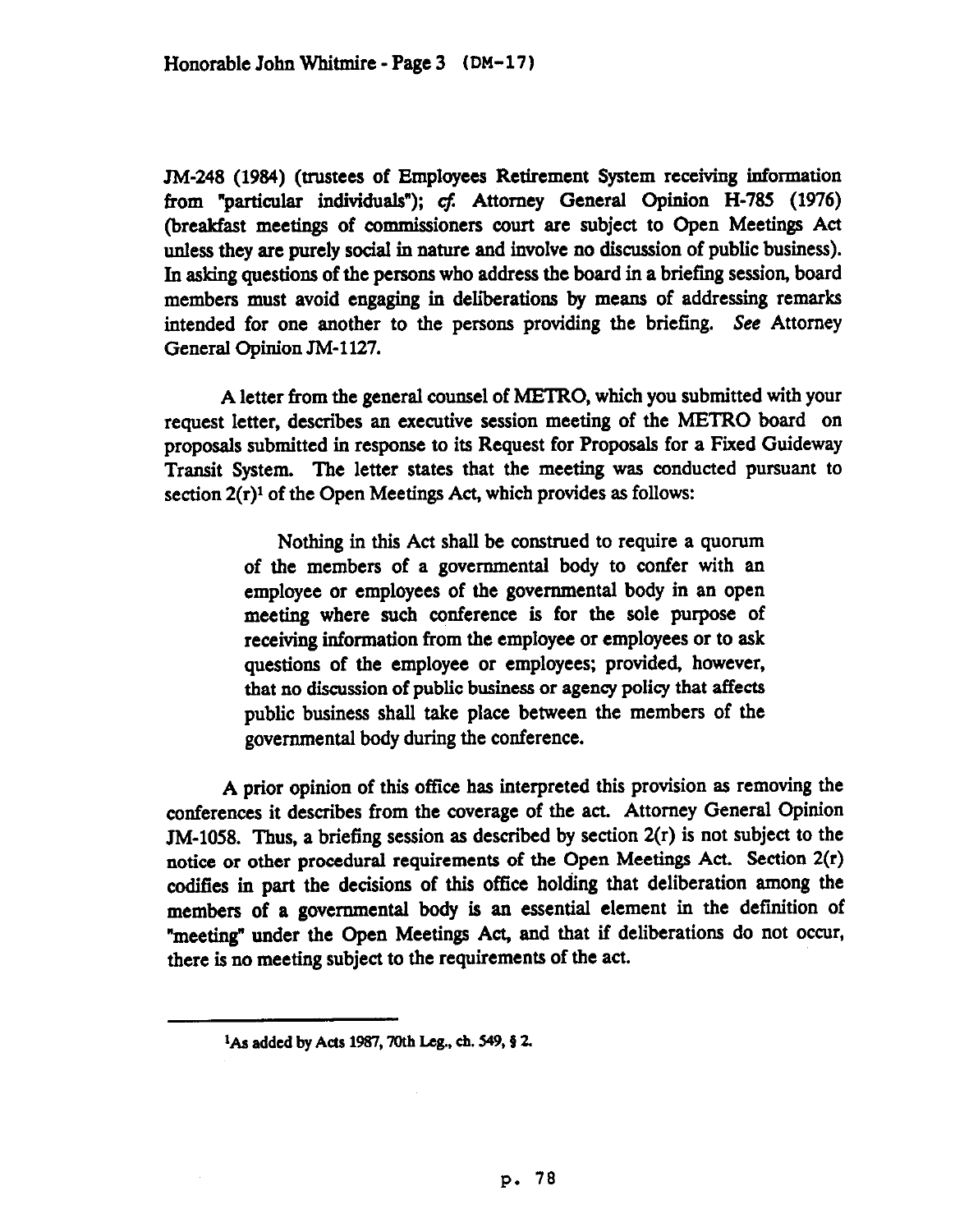JM-248 (1984) (trustees of Employees Retirement System receiving information from "particular individuals"); *cf.* Attorney General Opinion H-785 (1976) (breakfast meetings of commissioners court are subject to Open Meetings Act unless they are purely social in nature and involve no discussion of public business). In asking questions of the persons who address the board in a briefing session, board members must avoid engaging in deliberations by means of addressing remarks intended for one another to the persons providing the briefing. *See* Attorney General Opinion JM-1127.

A letter from the general counsel of METRO, which you submitted with your request letter, describes an executive session meeting of the METRO board on proposals submitted in response to its Request for Proposals for a Fixed Guideway Transit System. The letter states that the meeting was conducted pursuant to section 2(r)[1] of the Open Meetings Act, which provides as follows:

> Nothing in this Act shall be construed to require a quorum of the members of a governmental body to confer with an employee or employees of the governmental body in an open meeting where such conference is for the sole purpose of receiving information from the employee or employees or to ask questions of the employee or employees; provided, however, that no discussion of public business or agency policy that affects public business shall take place between the members of the governmental body during the conference.

A prior opinion of this office has interpreted this provision as removing the conferences it describes from the coverage of the act. Attorney General Opinion JM-1058. Thus, a briefing session as described by section 2(r) is not subject to the notice or other procedural requirements of the Open Meetings Act. Section 2(r) codifies in part the decisions of this office holding that deliberation among the members of a governmental body is an essential element in the definition of "meeting" under the Open Meetings Act, and that if deliberations do not occur, there is no meeting subject to the requirements of the act.

---

[1]As added by Acts 1987, 70th Leg., ch. 549, § 2.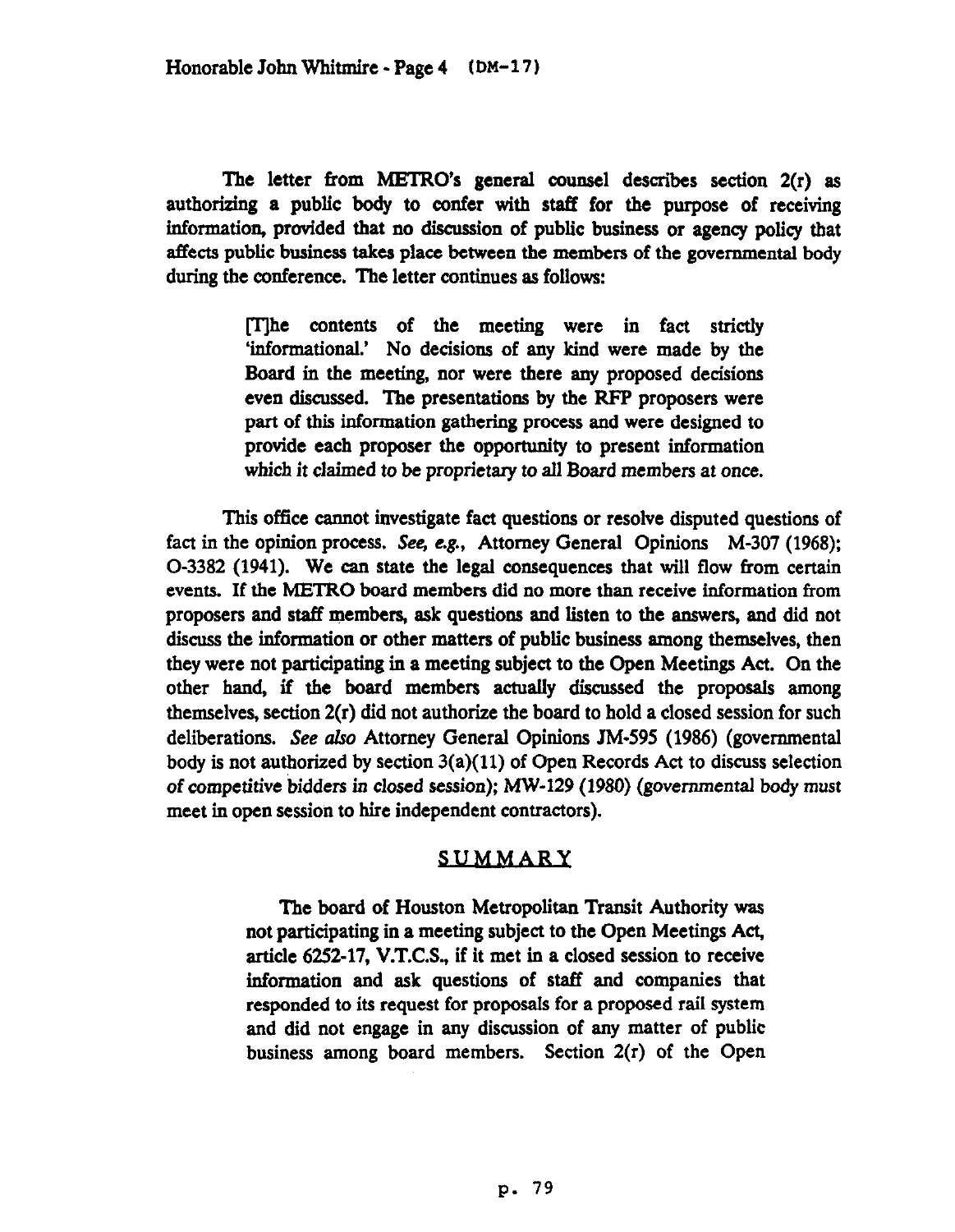The letter from METRO's general counsel describes section 2(r) as authorizing a public body to confer with staff for the purpose of receiving information, provided that no discussion of public business or agency policy that affects public business takes place between the members of the governmental body during the conference. The letter continues as follows:

> [T]he contents of the meeting were in fact strictly 'informational.' No decisions of any kind were made by the Board in the meeting, nor were there any proposed decisions even discussed. The presentations by the RFP proposers were part of this information gathering process and were designed to provide each proposer the opportunity to present information which it claimed to be proprietary to all Board members at once.

This office cannot investigate fact questions or resolve disputed questions of fact in the opinion process. *See, e.g.*, Attorney General Opinions M-307 (1968); O-3382 (1941). We can state the legal consequences that will flow from certain events. If the METRO board members did no more than receive information from proposers and staff members, ask questions and listen to the answers, and did not discuss the information or other matters of public business among themselves, then they were not participating in a meeting subject to the Open Meetings Act. On the other hand, if the board members actually discussed the proposals among themselves, section 2(r) did not authorize the board to hold a closed session for such deliberations. *See also* Attorney General Opinions JM-595 (1986) (governmental body is not authorized by section 3(a)(11) of Open Records Act to discuss selection of competitive bidders in closed session); MW-129 (1980) (governmental body must meet in open session to hire independent contractors).

## SUMMARY

> The board of Houston Metropolitan Transit Authority was not participating in a meeting subject to the Open Meetings Act, article 6252-17, V.T.C.S., if it met in a closed session to receive information and ask questions of staff and companies that responded to its request for proposals for a proposed rail system and did not engage in any discussion of any matter of public business among board members. Section 2(r) of the Open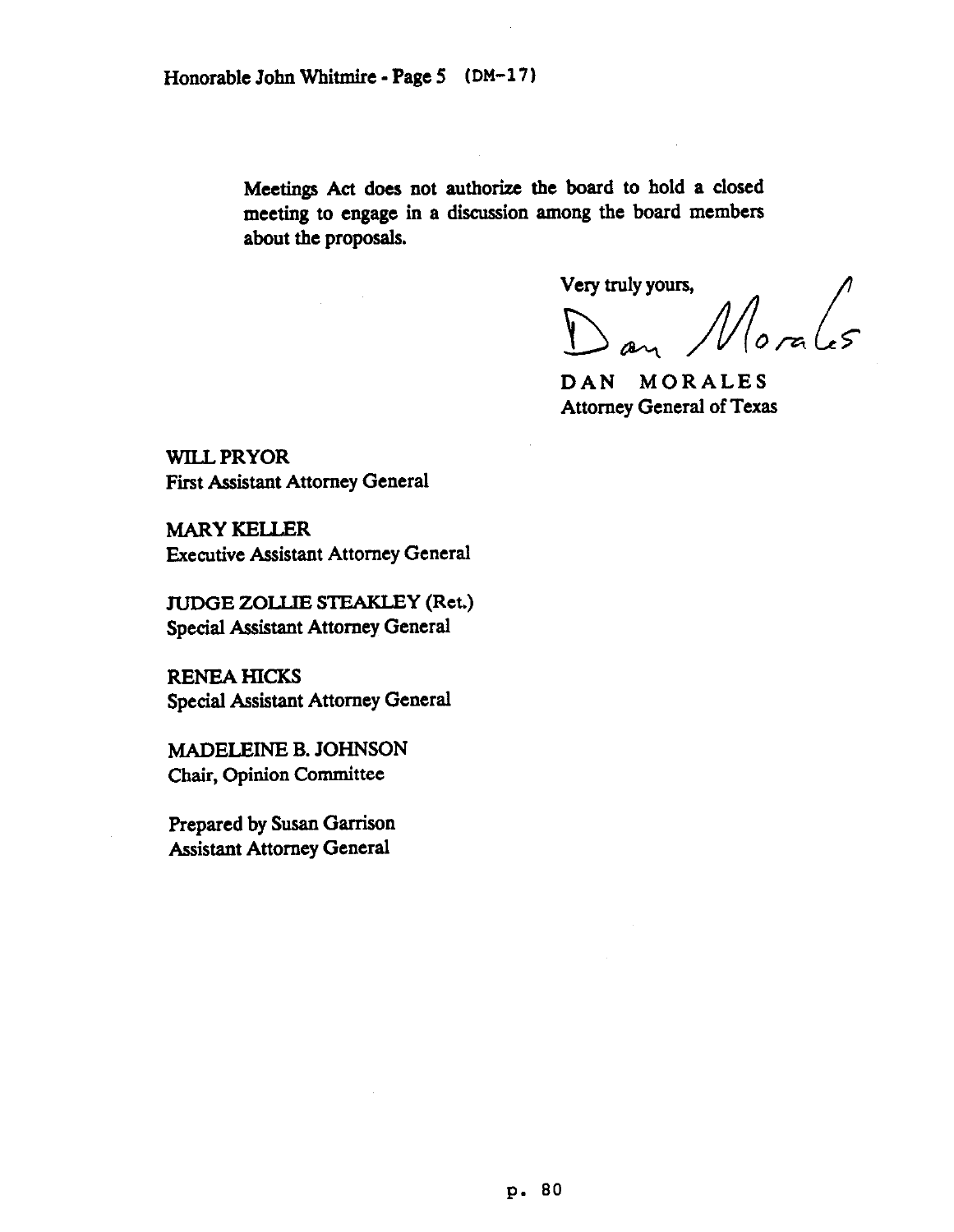Meetings Act does not authorize the board to hold a closed meeting to engage in a discussion among the board members about the proposals.

Very truly yours,

Dan Morales

DAN MORALES
Attorney General of Texas

WILL PRYOR
First Assistant Attorney General

MARY KELLER
Executive Assistant Attorney General

JUDGE ZOLLIE STEAKLEY (Ret.)
Special Assistant Attorney General

RENEA HICKS
Special Assistant Attorney General

MADELEINE B. JOHNSON
Chair, Opinion Committee

Prepared by Susan Garrison
Assistant Attorney General